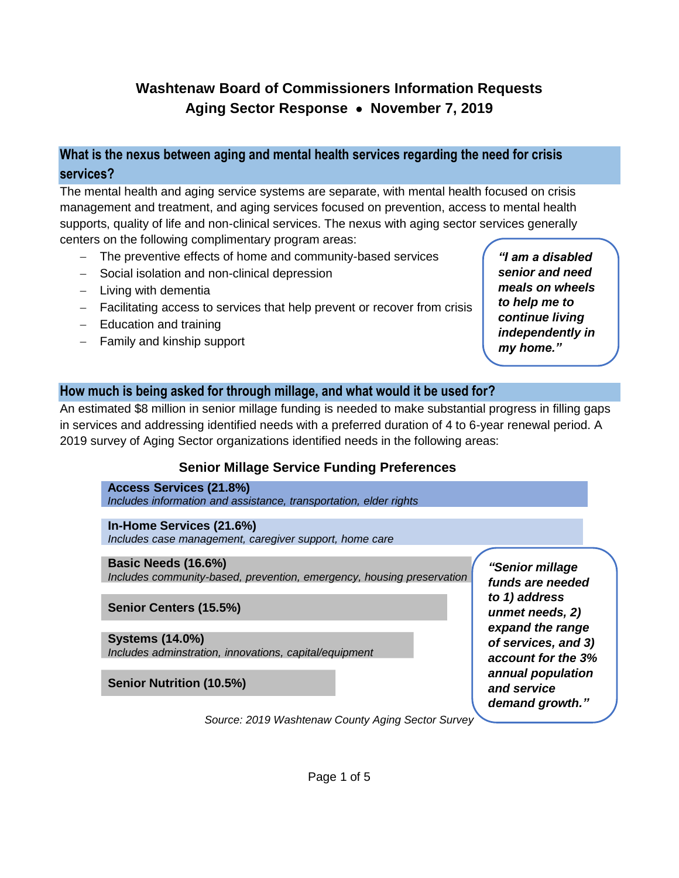# Washtenaw Board of Commissioners Information Requests
## Aging Sector Response • November 7, 2019

### What is the nexus between aging and mental health services regarding the need for crisis services?

The mental health and aging service systems are separate, with mental health focused on crisis management and treatment, and aging services focused on prevention, access to mental health supports, quality of life and non-clinical services. The nexus with aging sector services generally centers on the following complimentary program areas:

- The preventive effects of home and community-based services
- Social isolation and non-clinical depression
- Living with dementia
- Facilitating access to services that help prevent or recover from crisis
- Education and training
- Family and kinship support

***"I am a disabled senior and need meals on wheels to help me to continue living independently in my home."***

### How much is being asked for through millage, and what would it be used for?

An estimated $8 million in senior millage funding is needed to make substantial progress in filling gaps in services and addressing identified needs with a preferred duration of 4 to 6-year renewal period. A 2019 survey of Aging Sector organizations identified needs in the following areas:

**Senior Millage Service Funding Preferences**

**Access Services (21.8%)**
*Includes information and assistance, transportation, elder rights*

**In-Home Services (21.6%)**
*Includes case management, caregiver support, home care*

**Basic Needs (16.6%)**
*Includes community-based, prevention, emergency, housing preservation*

**Senior Centers (15.5%)**

**Systems (14.0%)**
*Includes adminstration, innovations, capital/equipment*

**Senior Nutrition (10.5%)**

*Source: 2019 Washtenaw County Aging Sector Survey*

***"Senior millage funds are needed to 1) address unmet needs, 2) expand the range of services, and 3) account for the 3% annual population and service demand growth."***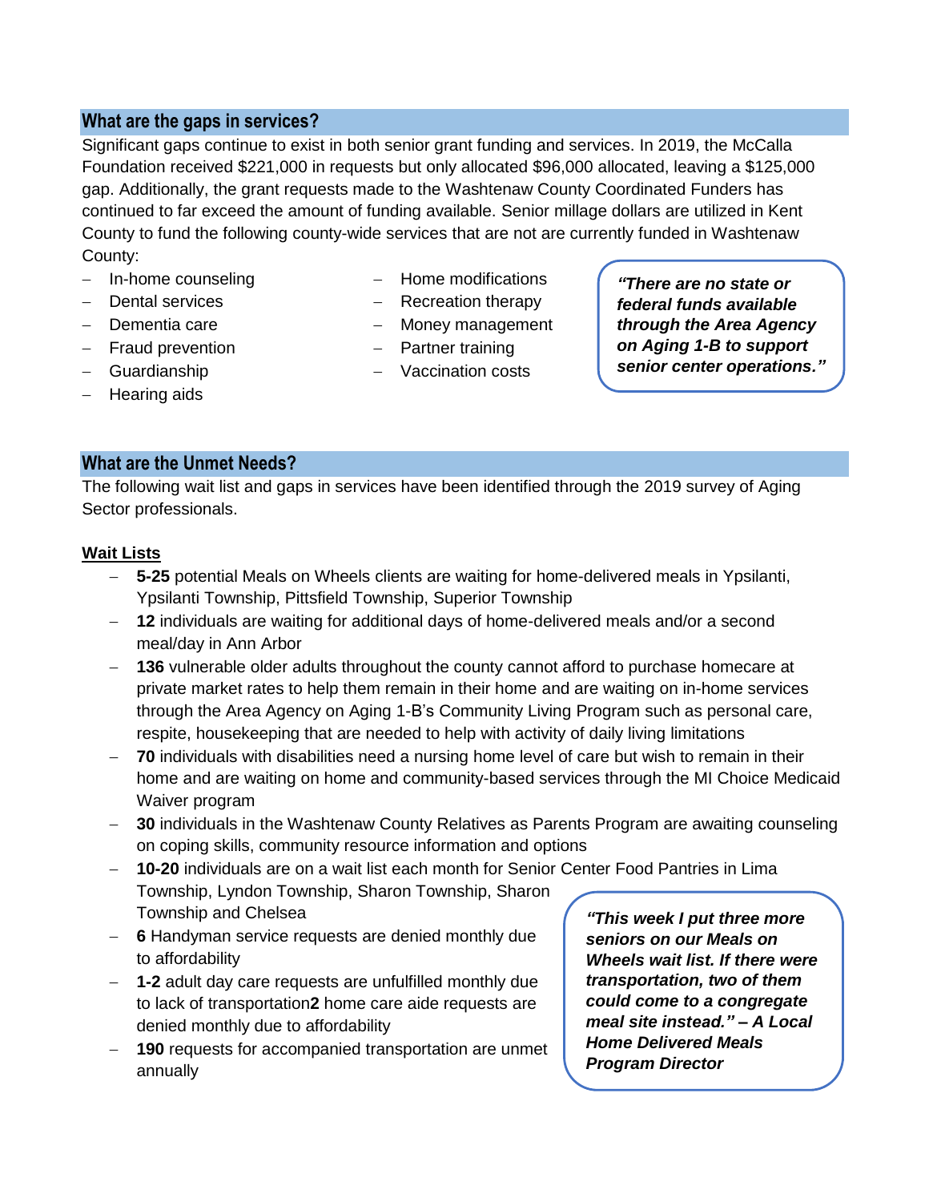## What are the gaps in services?

Significant gaps continue to exist in both senior grant funding and services. In 2019, the McCalla Foundation received $221,000 in requests but only allocated $96,000 allocated, leaving a $125,000 gap. Additionally, the grant requests made to the Washtenaw County Coordinated Funders has continued to far exceed the amount of funding available. Senior millage dollars are utilized in Kent County to fund the following county-wide services that are not are currently funded in Washtenaw County:

- In-home counseling
- Dental services
- Dementia care
- Fraud prevention
- Guardianship
- Hearing aids
- Home modifications
- Recreation therapy
- Money management
- Partner training
- Vaccination costs

> ***"There are no state or federal funds available through the Area Agency on Aging 1-B to support senior center operations."***

## What are the Unmet Needs?

The following wait list and gaps in services have been identified through the 2019 survey of Aging Sector professionals.

**Wait Lists**

- **5-25** potential Meals on Wheels clients are waiting for home-delivered meals in Ypsilanti, Ypsilanti Township, Pittsfield Township, Superior Township
- **12** individuals are waiting for additional days of home-delivered meals and/or a second meal/day in Ann Arbor
- **136** vulnerable older adults throughout the county cannot afford to purchase homecare at private market rates to help them remain in their home and are waiting on in-home services through the Area Agency on Aging 1-B's Community Living Program such as personal care, respite, housekeeping that are needed to help with activity of daily living limitations
- **70** individuals with disabilities need a nursing home level of care but wish to remain in their home and are waiting on home and community-based services through the MI Choice Medicaid Waiver program
- **30** individuals in the Washtenaw County Relatives as Parents Program are awaiting counseling on coping skills, community resource information and options
- **10-20** individuals are on a wait list each month for Senior Center Food Pantries in Lima Township, Lyndon Township, Sharon Township, Sharon Township and Chelsea
- **6** Handyman service requests are denied monthly due to affordability
- **1-2** adult day care requests are unfulfilled monthly due to lack of transportation**2** home care aide requests are denied monthly due to affordability
- **190** requests for accompanied transportation are unmet annually

> ***"This week I put three more seniors on our Meals on Wheels wait list. If there were transportation, two of them could come to a congregate meal site instead." – A Local Home Delivered Meals Program Director***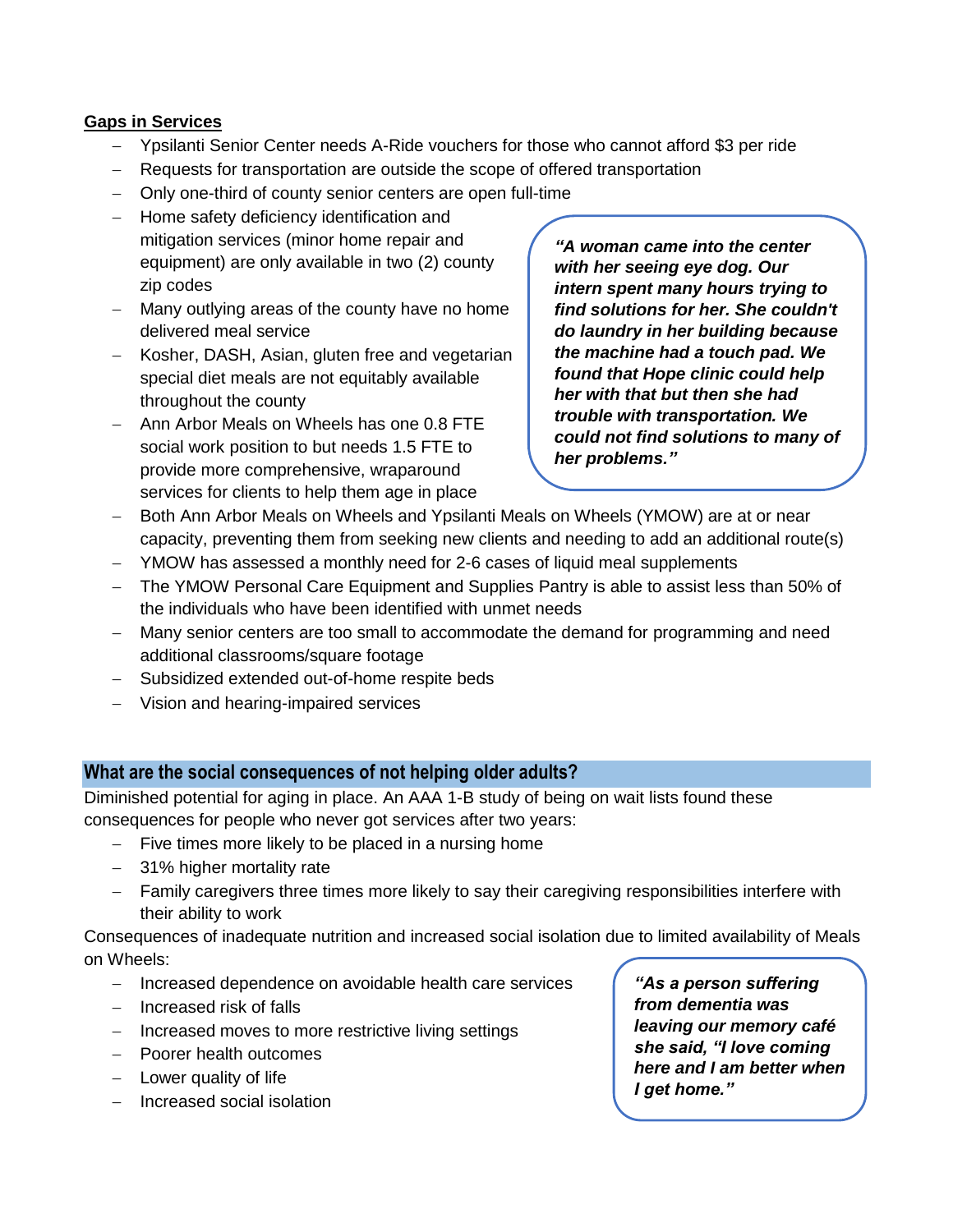**Gaps in Services**

- Ypsilanti Senior Center needs A-Ride vouchers for those who cannot afford $3 per ride
- Requests for transportation are outside the scope of offered transportation
- Only one-third of county senior centers are open full-time
- Home safety deficiency identification and mitigation services (minor home repair and equipment) are only available in two (2) county zip codes
- Many outlying areas of the county have no home delivered meal service
- Kosher, DASH, Asian, gluten free and vegetarian special diet meals are not equitably available throughout the county
- Ann Arbor Meals on Wheels has one 0.8 FTE social work position to but needs 1.5 FTE to provide more comprehensive, wraparound services for clients to help them age in place
- Both Ann Arbor Meals on Wheels and Ypsilanti Meals on Wheels (YMOW) are at or near capacity, preventing them from seeking new clients and needing to add an additional route(s)
- YMOW has assessed a monthly need for 2-6 cases of liquid meal supplements
- The YMOW Personal Care Equipment and Supplies Pantry is able to assist less than 50% of the individuals who have been identified with unmet needs
- Many senior centers are too small to accommodate the demand for programming and need additional classrooms/square footage
- Subsidized extended out-of-home respite beds
- Vision and hearing-impaired services

> ***"A woman came into the center with her seeing eye dog. Our intern spent many hours trying to find solutions for her. She couldn't do laundry in her building because the machine had a touch pad. We found that Hope clinic could help her with that but then she had trouble with transportation. We could not find solutions to many of her problems."***

## What are the social consequences of not helping older adults?

Diminished potential for aging in place. An AAA 1-B study of being on wait lists found these consequences for people who never got services after two years:

- Five times more likely to be placed in a nursing home
- 31% higher mortality rate
- Family caregivers three times more likely to say their caregiving responsibilities interfere with their ability to work

Consequences of inadequate nutrition and increased social isolation due to limited availability of Meals on Wheels:

- Increased dependence on avoidable health care services
- Increased risk of falls
- Increased moves to more restrictive living settings
- Poorer health outcomes
- Lower quality of life
- Increased social isolation

> ***"As a person suffering from dementia was leaving our memory café she said, "I love coming here and I am better when I get home."***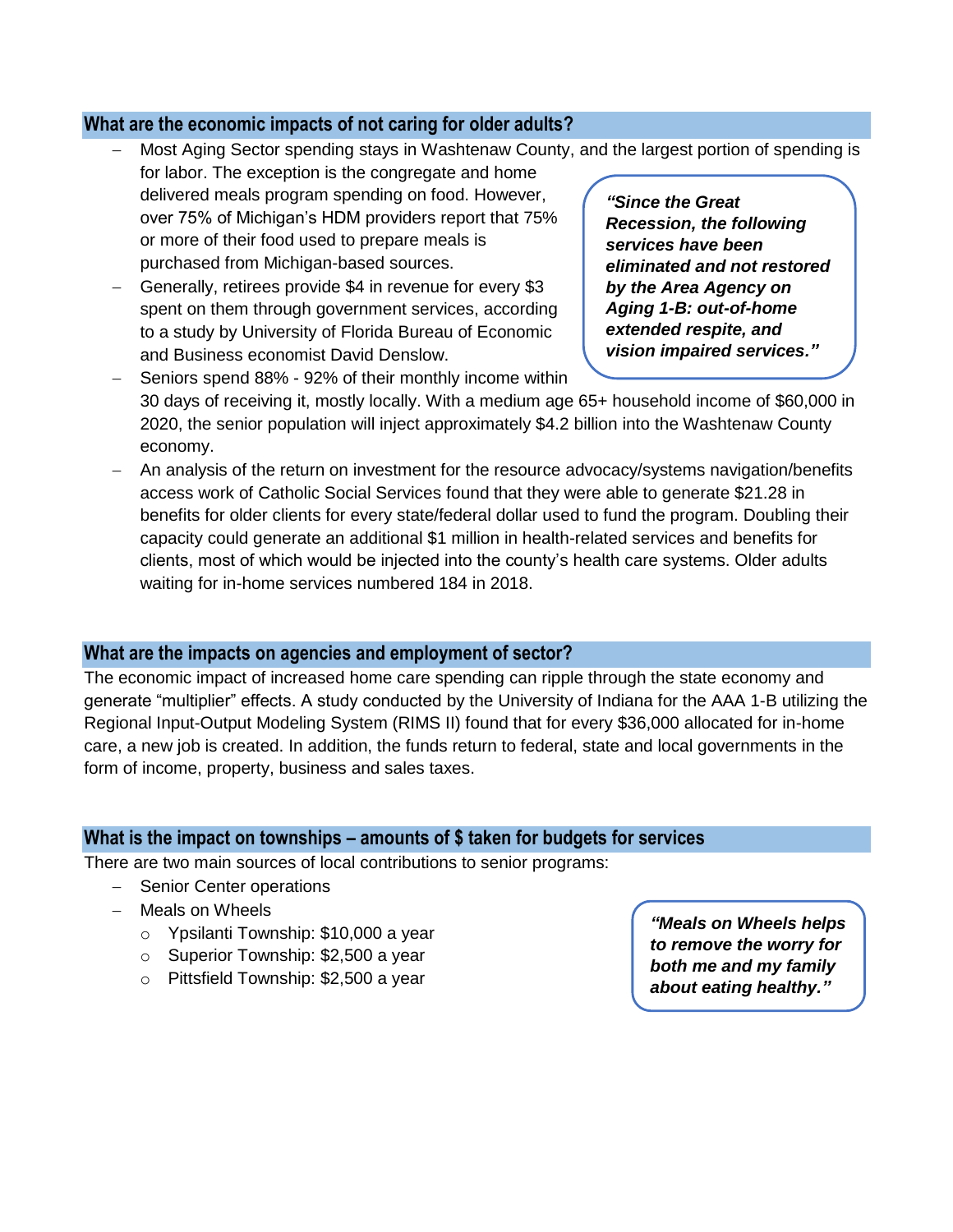## What are the economic impacts of not caring for older adults?

- Most Aging Sector spending stays in Washtenaw County, and the largest portion of spending is for labor. The exception is the congregate and home delivered meals program spending on food. However, over 75% of Michigan's HDM providers report that 75% or more of their food used to prepare meals is purchased from Michigan-based sources.
- Generally, retirees provide $4 in revenue for every $3 spent on them through government services, according to a study by University of Florida Bureau of Economic and Business economist David Denslow.
- Seniors spend 88% - 92% of their monthly income within 30 days of receiving it, mostly locally. With a medium age 65+ household income of $60,000 in 2020, the senior population will inject approximately $4.2 billion into the Washtenaw County economy.
- An analysis of the return on investment for the resource advocacy/systems navigation/benefits access work of Catholic Social Services found that they were able to generate $21.28 in benefits for older clients for every state/federal dollar used to fund the program. Doubling their capacity could generate an additional $1 million in health-related services and benefits for clients, most of which would be injected into the county's health care systems. Older adults waiting for in-home services numbered 184 in 2018.

***"Since the Great Recession, the following services have been eliminated and not restored by the Area Agency on Aging 1-B: out-of-home extended respite, and vision impaired services."***

## What are the impacts on agencies and employment of sector?

The economic impact of increased home care spending can ripple through the state economy and generate "multiplier" effects. A study conducted by the University of Indiana for the AAA 1-B utilizing the Regional Input-Output Modeling System (RIMS II) found that for every $36,000 allocated for in-home care, a new job is created. In addition, the funds return to federal, state and local governments in the form of income, property, business and sales taxes.

## What is the impact on townships – amounts of $ taken for budgets for services

There are two main sources of local contributions to senior programs:

- Senior Center operations
- Meals on Wheels
  - Ypsilanti Township: $10,000 a year
  - Superior Township: $2,500 a year
  - Pittsfield Township: $2,500 a year

***"Meals on Wheels helps to remove the worry for both me and my family about eating healthy."***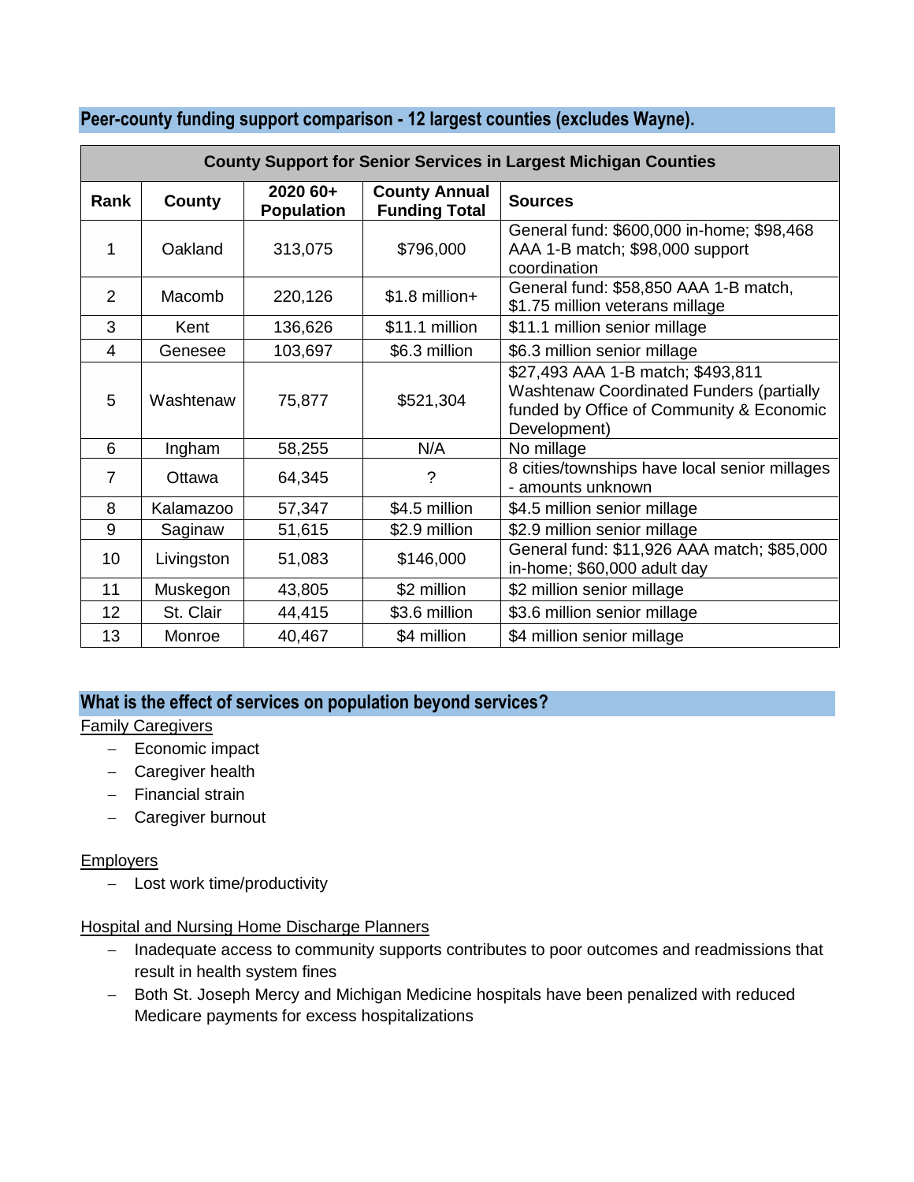## Peer-county funding support comparison - 12 largest counties (excludes Wayne).

| County Support for Senior Services in Largest Michigan Counties | | | | |
|---|---|---|---|---|
| **Rank** | **County** | **2020 60+ Population** | **County Annual Funding Total** | **Sources** |
| 1 | Oakland | 313,075 | $796,000 | General fund: $600,000 in-home; $98,468 AAA 1-B match; $98,000 support coordination |
| 2 | Macomb | 220,126 | $1.8 million+ | General fund: $58,850 AAA 1-B match, $1.75 million veterans millage |
| 3 | Kent | 136,626 | $11.1 million | $11.1 million senior millage |
| 4 | Genesee | 103,697 | $6.3 million | $6.3 million senior millage |
| 5 | Washtenaw | 75,877 | $521,304 | $27,493 AAA 1-B match; $493,811 Washtenaw Coordinated Funders (partially funded by Office of Community & Economic Development) |
| 6 | Ingham | 58,255 | N/A | No millage |
| 7 | Ottawa | 64,345 | ? | 8 cities/townships have local senior millages - amounts unknown |
| 8 | Kalamazoo | 57,347 | $4.5 million | $4.5 million senior millage |
| 9 | Saginaw | 51,615 | $2.9 million | $2.9 million senior millage |
| 10 | Livingston | 51,083 | $146,000 | General fund: $11,926 AAA match; $85,000 in-home; $60,000 adult day |
| 11 | Muskegon | 43,805 | $2 million | $2 million senior millage |
| 12 | St. Clair | 44,415 | $3.6 million | $3.6 million senior millage |
| 13 | Monroe | 40,467 | $4 million | $4 million senior millage |

## What is the effect of services on population beyond services?

<u>Family Caregivers</u>

- Economic impact
- Caregiver health
- Financial strain
- Caregiver burnout

<u>Employers</u>

- Lost work time/productivity

<u>Hospital and Nursing Home Discharge Planners</u>

- Inadequate access to community supports contributes to poor outcomes and readmissions that result in health system fines
- Both St. Joseph Mercy and Michigan Medicine hospitals have been penalized with reduced Medicare payments for excess hospitalizations